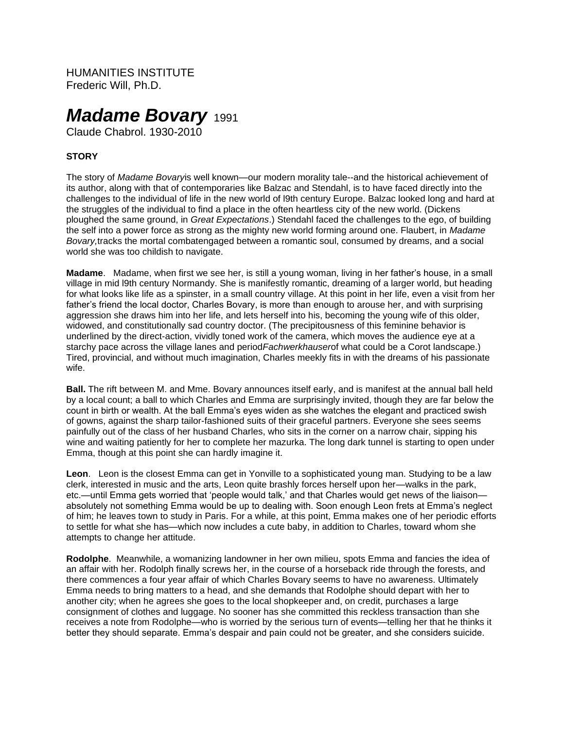HUMANITIES INSTITUTE
Frederic Will, Ph.D.

# *Madame Bovary* 1991

Claude Chabrol. 1930-2010

**STORY**

The story of *Madame Bovary*is well known—our modern morality tale--and the historical achievement of its author, along with that of contemporaries like Balzac and Stendahl, is to have faced directly into the challenges to the individual of life in the new world of l9th century Europe. Balzac looked long and hard at the struggles of the individual to find a place in the often heartless city of the new world. (Dickens ploughed the same ground, in *Great Expectations*.) Stendahl faced the challenges to the ego, of building the self into a power force as strong as the mighty new world forming around one. Flaubert, in *Madame Bovary,*tracks the mortal combatengaged between a romantic soul, consumed by dreams, and a social world she was too childish to navigate.

**Madame**. Madame, when first we see her, is still a young woman, living in her father's house, in a small village in mid l9th century Normandy. She is manifestly romantic, dreaming of a larger world, but heading for what looks like life as a spinster, in a small country village. At this point in her life, even a visit from her father's friend the local doctor, Charles Bovary, is more than enough to arouse her, and with surprising aggression she draws him into her life, and lets herself into his, becoming the young wife of this older, widowed, and constitutionally sad country doctor. (The precipitousness of this feminine behavior is underlined by the direct-action, vividly toned work of the camera, which moves the audience eye at a starchy pace across the village lanes and period*Fachwerkhauser*of what could be a Corot landscape.) Tired, provincial, and without much imagination, Charles meekly fits in with the dreams of his passionate wife.

**Ball.** The rift between M. and Mme. Bovary announces itself early, and is manifest at the annual ball held by a local count; a ball to which Charles and Emma are surprisingly invited, though they are far below the count in birth or wealth. At the ball Emma's eyes widen as she watches the elegant and practiced swish of gowns, against the sharp tailor-fashioned suits of their graceful partners. Everyone she sees seems painfully out of the class of her husband Charles, who sits in the corner on a narrow chair, sipping his wine and waiting patiently for her to complete her mazurka. The long dark tunnel is starting to open under Emma, though at this point she can hardly imagine it.

**Leon**. Leon is the closest Emma can get in Yonville to a sophisticated young man. Studying to be a law clerk, interested in music and the arts, Leon quite brashly forces herself upon her—walks in the park, etc.—until Emma gets worried that 'people would talk,' and that Charles would get news of the liaison—absolutely not something Emma would be up to dealing with. Soon enough Leon frets at Emma's neglect of him; he leaves town to study in Paris. For a while, at this point, Emma makes one of her periodic efforts to settle for what she has—which now includes a cute baby, in addition to Charles, toward whom she attempts to change her attitude.

**Rodolphe**. Meanwhile, a womanizing landowner in her own milieu, spots Emma and fancies the idea of an affair with her. Rodolph finally screws her, in the course of a horseback ride through the forests, and there commences a four year affair of which Charles Bovary seems to have no awareness. Ultimately Emma needs to bring matters to a head, and she demands that Rodolphe should depart with her to another city; when he agrees she goes to the local shopkeeper and, on credit, purchases a large consignment of clothes and luggage. No sooner has she committed this reckless transaction than she receives a note from Rodolphe—who is worried by the serious turn of events—telling her that he thinks it better they should separate. Emma's despair and pain could not be greater, and she considers suicide.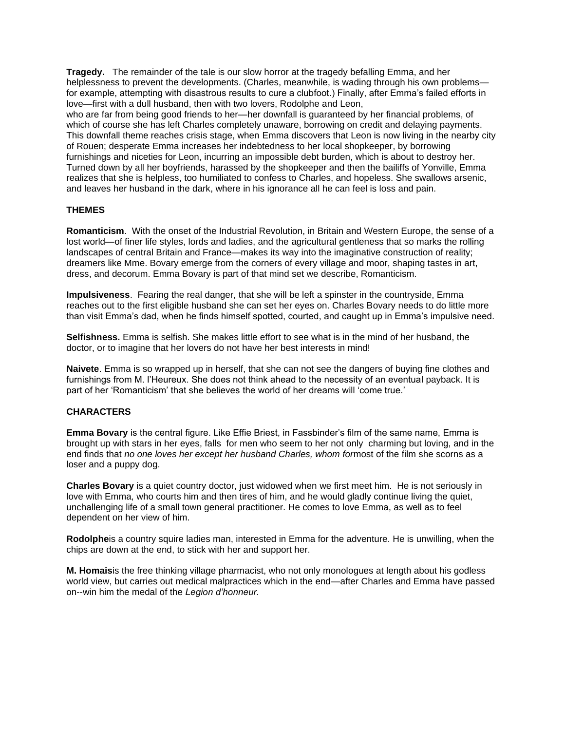**Tragedy.** The remainder of the tale is our slow horror at the tragedy befalling Emma, and her helplessness to prevent the developments. (Charles, meanwhile, is wading through his own problems—for example, attempting with disastrous results to cure a clubfoot.) Finally, after Emma's failed efforts in love—first with a dull husband, then with two lovers, Rodolphe and Leon, who are far from being good friends to her—her downfall is guaranteed by her financial problems, of which of course she has left Charles completely unaware, borrowing on credit and delaying payments. This downfall theme reaches crisis stage, when Emma discovers that Leon is now living in the nearby city of Rouen; desperate Emma increases her indebtedness to her local shopkeeper, by borrowing furnishings and niceties for Leon, incurring an impossible debt burden, which is about to destroy her. Turned down by all her boyfriends, harassed by the shopkeeper and then the bailiffs of Yonville, Emma realizes that she is helpless, too humiliated to confess to Charles, and hopeless. She swallows arsenic, and leaves her husband in the dark, where in his ignorance all he can feel is loss and pain.

## THEMES

**Romanticism**. With the onset of the Industrial Revolution, in Britain and Western Europe, the sense of a lost world—of finer life styles, lords and ladies, and the agricultural gentleness that so marks the rolling landscapes of central Britain and France—makes its way into the imaginative construction of reality; dreamers like Mme. Bovary emerge from the corners of every village and moor, shaping tastes in art, dress, and decorum. Emma Bovary is part of that mind set we describe, Romanticism.

**Impulsiveness**. Fearing the real danger, that she will be left a spinster in the countryside, Emma reaches out to the first eligible husband she can set her eyes on. Charles Bovary needs to do little more than visit Emma's dad, when he finds himself spotted, courted, and caught up in Emma's impulsive need.

**Selfishness.** Emma is selfish. She makes little effort to see what is in the mind of her husband, the doctor, or to imagine that her lovers do not have her best interests in mind!

**Naivete**. Emma is so wrapped up in herself, that she can not see the dangers of buying fine clothes and furnishings from M. l'Heureux. She does not think ahead to the necessity of an eventual payback. It is part of her 'Romanticism' that she believes the world of her dreams will 'come true.'

## CHARACTERS

**Emma Bovary** is the central figure. Like Effie Briest, in Fassbinder's film of the same name, Emma is brought up with stars in her eyes, falls for men who seem to her not only charming but loving, and in the end finds that *no one loves her except her husband Charles, whom for*most of the film she scorns as a loser and a puppy dog.

**Charles Bovary** is a quiet country doctor, just widowed when we first meet him. He is not seriously in love with Emma, who courts him and then tires of him, and he would gladly continue living the quiet, unchallenging life of a small town general practitioner. He comes to love Emma, as well as to feel dependent on her view of him.

**Rodolphe**is a country squire ladies man, interested in Emma for the adventure. He is unwilling, when the chips are down at the end, to stick with her and support her.

**M. Homais**is the free thinking village pharmacist, who not only monologues at length about his godless world view, but carries out medical malpractices which in the end—after Charles and Emma have passed on--win him the medal of the *Legion d'honneur.*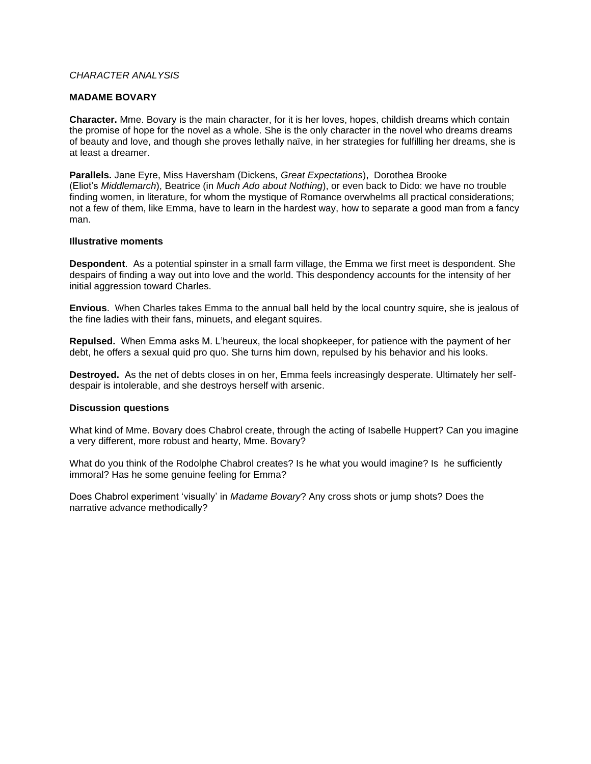*CHARACTER ANALYSIS*

**MADAME BOVARY**

**Character.** Mme. Bovary is the main character, for it is her loves, hopes, childish dreams which contain the promise of hope for the novel as a whole. She is the only character in the novel who dreams dreams of beauty and love, and though she proves lethally naïve, in her strategies for fulfilling her dreams, she is at least a dreamer.

**Parallels.** Jane Eyre, Miss Haversham (Dickens, *Great Expectations*), Dorothea Brooke (Eliot's *Middlemarch*), Beatrice (in *Much Ado about Nothing*), or even back to Dido: we have no trouble finding women, in literature, for whom the mystique of Romance overwhelms all practical considerations; not a few of them, like Emma, have to learn in the hardest way, how to separate a good man from a fancy man.

**Illustrative moments**

**Despondent**. As a potential spinster in a small farm village, the Emma we first meet is despondent. She despairs of finding a way out into love and the world. This despondency accounts for the intensity of her initial aggression toward Charles.

**Envious**. When Charles takes Emma to the annual ball held by the local country squire, she is jealous of the fine ladies with their fans, minuets, and elegant squires.

**Repulsed.** When Emma asks M. L'heureux, the local shopkeeper, for patience with the payment of her debt, he offers a sexual quid pro quo. She turns him down, repulsed by his behavior and his looks.

**Destroyed.** As the net of debts closes in on her, Emma feels increasingly desperate. Ultimately her self-despair is intolerable, and she destroys herself with arsenic.

**Discussion questions**

What kind of Mme. Bovary does Chabrol create, through the acting of Isabelle Huppert? Can you imagine a very different, more robust and hearty, Mme. Bovary?

What do you think of the Rodolphe Chabrol creates? Is he what you would imagine? Is he sufficiently immoral? Has he some genuine feeling for Emma?

Does Chabrol experiment 'visually' in *Madame Bovary*? Any cross shots or jump shots? Does the narrative advance methodically?